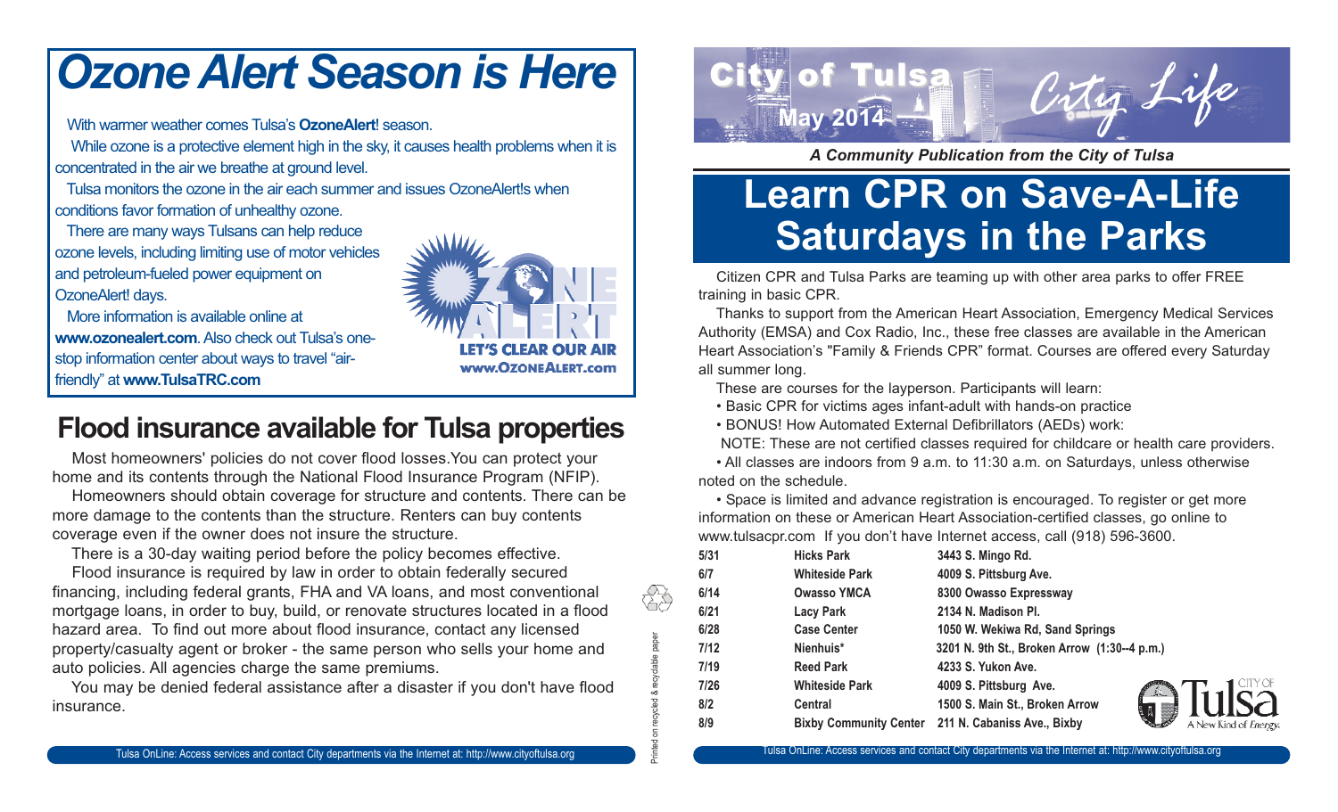# Ozone Alert Season is Here

With warmer weather comes Tulsa's **OzoneAlert**! season.

While ozone is a protective element high in the sky, it causes health problems when it is concentrated in the air we breathe at ground level.

Tulsa monitors the ozone in the air each summer and issues OzoneAlert!s when conditions favor formation of unhealthy ozone.

There are many ways Tulsans can help reduce ozone levels, including limiting use of motor vehicles and petroleum-fueled power equipment on OzoneAlert! days.

More information is available online at **www.ozonealert.com**. Also check out Tulsa's one-stop information center about ways to travel "air-friendly" at **www.TulsaTRC.com**

OZONE ALERT
LET'S CLEAR OUR AIR
www.OZONEALERT.com

## Flood insurance available for Tulsa properties

Most homeowners' policies do not cover flood losses.You can protect your home and its contents through the National Flood Insurance Program (NFIP).

Homeowners should obtain coverage for structure and contents. There can be more damage to the contents than the structure. Renters can buy contents coverage even if the owner does not insure the structure.

There is a 30-day waiting period before the policy becomes effective.

Flood insurance is required by law in order to obtain federally secured financing, including federal grants, FHA and VA loans, and most conventional mortgage loans, in order to buy, build, or renovate structures located in a flood hazard area. To find out more about flood insurance, contact any licensed property/casualty agent or broker - the same person who sells your home and auto policies. All agencies charge the same premiums.

You may be denied federal assistance after a disaster if you don't have flood insurance.

Printed on recycled & recyclable paper

City of Tulsa City Life
May 2014

*A Community Publication from the City of Tulsa*

# Learn CPR on Save-A-Life Saturdays in the Parks

Citizen CPR and Tulsa Parks are teaming up with other area parks to offer FREE training in basic CPR.

Thanks to support from the American Heart Association, Emergency Medical Services Authority (EMSA) and Cox Radio, Inc., these free classes are available in the American Heart Association's "Family & Friends CPR" format. Courses are offered every Saturday all summer long.

These are courses for the layperson. Participants will learn:

- Basic CPR for victims ages infant-adult with hands-on practice
- BONUS! How Automated External Defibrillators (AEDs) work:

NOTE: These are not certified classes required for childcare or health care providers.

- All classes are indoors from 9 a.m. to 11:30 a.m. on Saturdays, unless otherwise noted on the schedule.
- Space is limited and advance registration is encouraged. To register or get more information on these or American Heart Association-certified classes, go online to www.tulsacpr.com If you don't have Internet access, call (918) 596-3600.

| | | |
|---|---|---|
| **5/31** | **Hicks Park** | **3443 S. Mingo Rd.** |
| **6/7** | **Whiteside Park** | **4009 S. Pittsburg Ave.** |
| **6/14** | **Owasso YMCA** | **8300 Owasso Expressway** |
| **6/21** | **Lacy Park** | **2134 N. Madison Pl.** |
| **6/28** | **Case Center** | **1050 W. Wekiwa Rd, Sand Springs** |
| **7/12** | **Nienhuis*** | **3201 N. 9th St., Broken Arrow (1:30--4 p.m.)** |
| **7/19** | **Reed Park** | **4233 S. Yukon Ave.** |
| **7/26** | **Whiteside Park** | **4009 S. Pittsburg Ave.** |
| **8/2** | **Central** | **1500 S. Main St., Broken Arrow** |
| **8/9** | **Bixby Community Center** | **211 N. Cabaniss Ave., Bixby** |

CITY OF Tulsa A New Kind of Energy.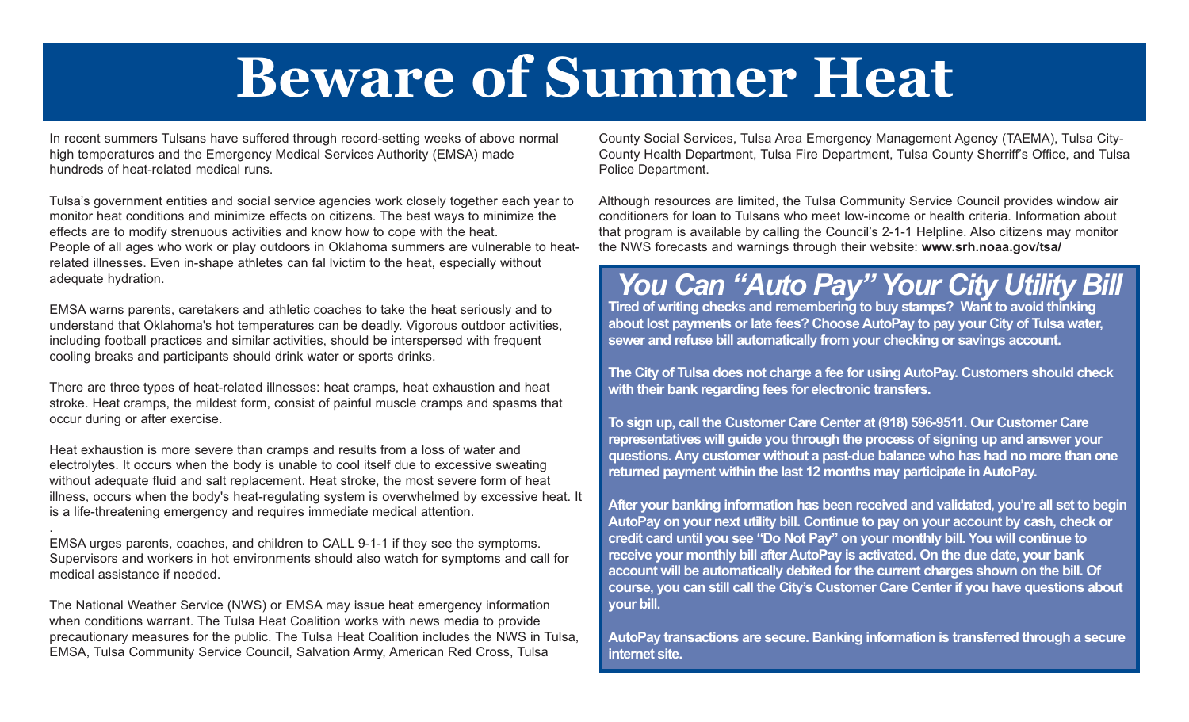# Beware of Summer Heat

In recent summers Tulsans have suffered through record-setting weeks of above normal high temperatures and the Emergency Medical Services Authority (EMSA) made hundreds of heat-related medical runs.

Tulsa's government entities and social service agencies work closely together each year to monitor heat conditions and minimize effects on citizens. The best ways to minimize the effects are to modify strenuous activities and know how to cope with the heat.
People of all ages who work or play outdoors in Oklahoma summers are vulnerable to heat-related illnesses. Even in-shape athletes can fal lvictim to the heat, especially without adequate hydration.

EMSA warns parents, caretakers and athletic coaches to take the heat seriously and to understand that Oklahoma's hot temperatures can be deadly. Vigorous outdoor activities, including football practices and similar activities, should be interspersed with frequent cooling breaks and participants should drink water or sports drinks.

There are three types of heat-related illnesses: heat cramps, heat exhaustion and heat stroke. Heat cramps, the mildest form, consist of painful muscle cramps and spasms that occur during or after exercise.

Heat exhaustion is more severe than cramps and results from a loss of water and electrolytes. It occurs when the body is unable to cool itself due to excessive sweating without adequate fluid and salt replacement. Heat stroke, the most severe form of heat illness, occurs when the body's heat-regulating system is overwhelmed by excessive heat. It is a life-threatening emergency and requires immediate medical attention.

EMSA urges parents, coaches, and children to CALL 9-1-1 if they see the symptoms. Supervisors and workers in hot environments should also watch for symptoms and call for medical assistance if needed.

The National Weather Service (NWS) or EMSA may issue heat emergency information when conditions warrant. The Tulsa Heat Coalition works with news media to provide precautionary measures for the public. The Tulsa Heat Coalition includes the NWS in Tulsa, EMSA, Tulsa Community Service Council, Salvation Army, American Red Cross, Tulsa County Social Services, Tulsa Area Emergency Management Agency (TAEMA), Tulsa City-County Health Department, Tulsa Fire Department, Tulsa County Sherriff's Office, and Tulsa Police Department.

Although resources are limited, the Tulsa Community Service Council provides window air conditioners for loan to Tulsans who meet low-income or health criteria. Information about that program is available by calling the Council's 2-1-1 Helpline. Also citizens may monitor the NWS forecasts and warnings through their website: **www.srh.noaa.gov/tsa/**

## *You Can "Auto Pay" Your City Utility Bill*

**Tired of writing checks and remembering to buy stamps? Want to avoid thinking about lost payments or late fees? Choose AutoPay to pay your City of Tulsa water, sewer and refuse bill automatically from your checking or savings account.**

**The City of Tulsa does not charge a fee for using AutoPay. Customers should check with their bank regarding fees for electronic transfers.**

**To sign up, call the Customer Care Center at (918) 596-9511. Our Customer Care representatives will guide you through the process of signing up and answer your questions. Any customer without a past-due balance who has had no more than one returned payment within the last 12 months may participate in AutoPay.**

**After your banking information has been received and validated, you're all set to begin AutoPay on your next utility bill. Continue to pay on your account by cash, check or credit card until you see "Do Not Pay" on your monthly bill. You will continue to receive your monthly bill after AutoPay is activated. On the due date, your bank account will be automatically debited for the current charges shown on the bill. Of course, you can still call the City's Customer Care Center if you have questions about your bill.**

**AutoPay transactions are secure. Banking information is transferred through a secure internet site.**